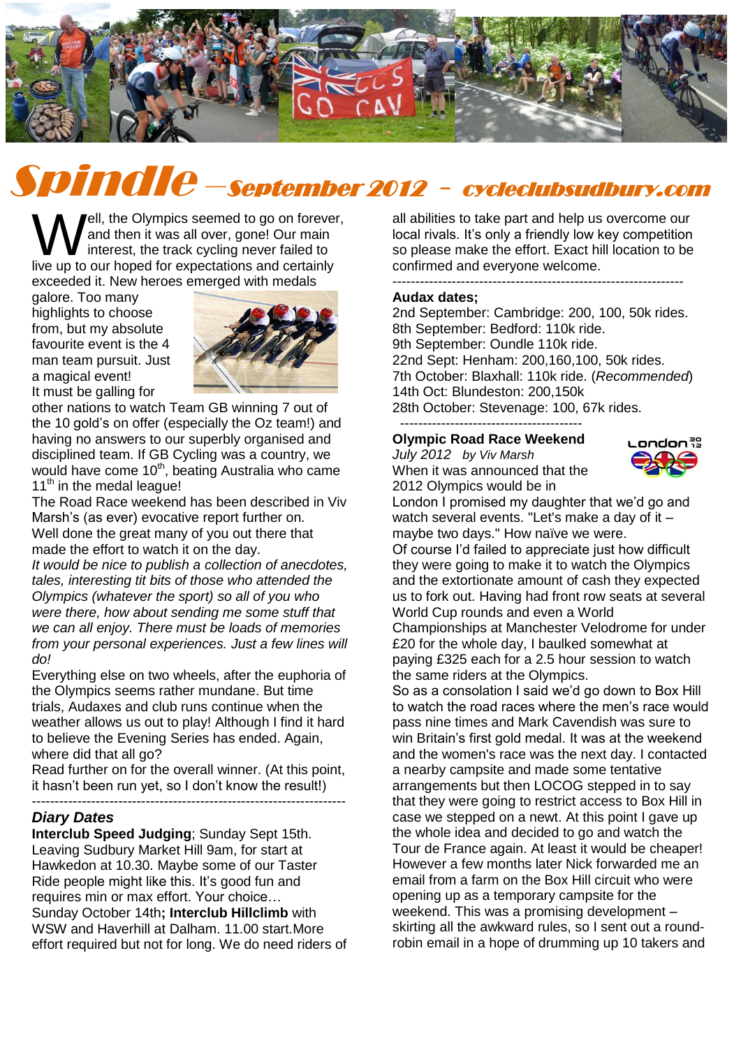# Spindle – September 2012 – cycleclubsudbury.com

Well, the Olympics seemed to go on forever, and then it was all over, gone! Our main interest, the track cycling never failed to live up to our hoped for expectations and certainly exceeded it. New heroes emerged with medals galore. Too many highlights to choose from, but my absolute favourite event is the 4 man team pursuit. Just a magical event!

It must be galling for other nations to watch Team GB winning 7 out of the 10 gold's on offer (especially the Oz team!) and having no answers to our superbly organised and disciplined team. If GB Cycling was a country, we would have come 10th, beating Australia who came 11th in the medal league!

The Road Race weekend has been described in Viv Marsh's (as ever) evocative report further on.

Well done the great many of you out there that made the effort to watch it on the day.

*It would be nice to publish a collection of anecdotes, tales, interesting tit bits of those who attended the Olympics (whatever the sport) so all of you who were there, how about sending me some stuff that we can all enjoy. There must be loads of memories from your personal experiences. Just a few lines will do!*

Everything else on two wheels, after the euphoria of the Olympics seems rather mundane. But time trials, Audaxes and club runs continue when the weather allows us out to play! Although I find it hard to believe the Evening Series has ended. Again, where did that all go?

Read further on for the overall winner. (At this point, it hasn't been run yet, so I don't know the result!)

---

## *Diary Dates*

**Interclub Speed Judging**; Sunday Sept 15th. Leaving Sudbury Market Hill 9am, for start at Hawkedon at 10.30. Maybe some of our Taster Ride people might like this. It's good fun and requires min or max effort. Your choice…

Sunday October 14th**; Interclub Hillclimb** with WSW and Haverhill at Dalham. 11.00 start.More effort required but not for long. We do need riders of all abilities to take part and help us overcome our local rivals. It's only a friendly low key competition so please make the effort. Exact hill location to be confirmed and everyone welcome.

---

**Audax dates;**

2nd September: Cambridge: 200, 100, 50k rides.
8th September: Bedford: 110k ride.
9th September: Oundle 110k ride.
22nd Sept: Henham: 200,160,100, 50k rides.
7th October: Blaxhall: 110k ride. (*Recommended*)
14th Oct: Blundeston: 200,150k
28th October: Stevenage: 100, 67k rides.

---

## Olympic Road Race Weekend

*July 2012 by Viv Marsh*

When it was announced that the 2012 Olympics would be in London I promised my daughter that we'd go and watch several events. "Let's make a day of it – maybe two days." How naïve we were.

Of course I'd failed to appreciate just how difficult they were going to make it to watch the Olympics and the extortionate amount of cash they expected us to fork out. Having had front row seats at several World Cup rounds and even a World Championships at Manchester Velodrome for under £20 for the whole day, I baulked somewhat at paying £325 each for a 2.5 hour session to watch the same riders at the Olympics.

So as a consolation I said we'd go down to Box Hill to watch the road races where the men's race would pass nine times and Mark Cavendish was sure to win Britain's first gold medal. It was at the weekend and the women's race was the next day. I contacted a nearby campsite and made some tentative arrangements but then LOCOG stepped in to say that they were going to restrict access to Box Hill in case we stepped on a newt. At this point I gave up the whole idea and decided to go and watch the Tour de France again. At least it would be cheaper! However a few months later Nick forwarded me an email from a farm on the Box Hill circuit who were opening up as a temporary campsite for the weekend. This was a promising development – skirting all the awkward rules, so I sent out a round-robin email in a hope of drumming up 10 takers and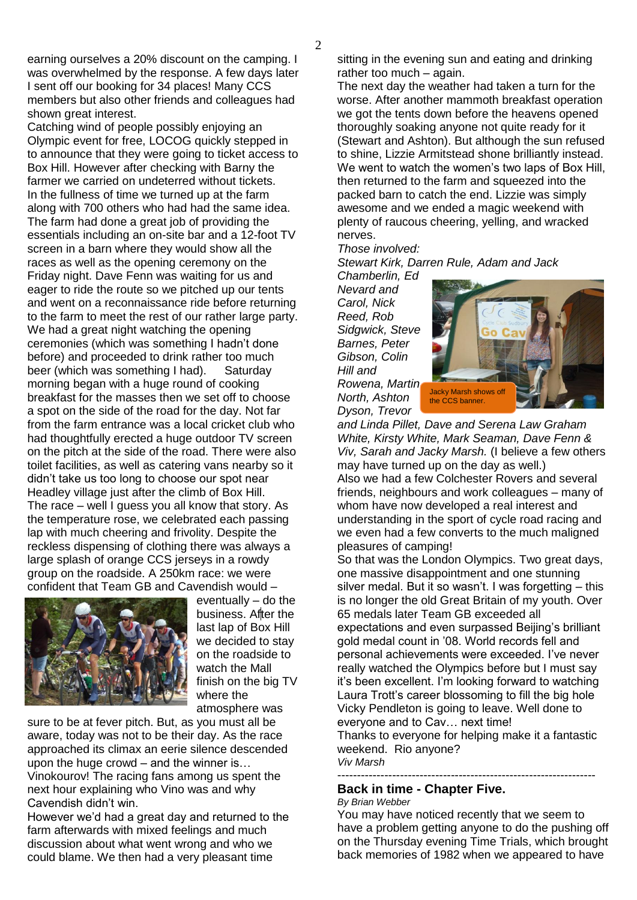earning ourselves a 20% discount on the camping. I was overwhelmed by the response. A few days later I sent off our booking for 34 places! Many CCS members but also other friends and colleagues had shown great interest.

Catching wind of people possibly enjoying an Olympic event for free, LOCOG quickly stepped in to announce that they were going to ticket access to Box Hill. However after checking with Barny the farmer we carried on undeterred without tickets.

In the fullness of time we turned up at the farm along with 700 others who had had the same idea. The farm had done a great job of providing the essentials including an on-site bar and a 12-foot TV screen in a barn where they would show all the races as well as the opening ceremony on the Friday night. Dave Fenn was waiting for us and eager to ride the route so we pitched up our tents and went on a reconnaissance ride before returning to the farm to meet the rest of our rather large party. We had a great night watching the opening ceremonies (which was something I hadn't done before) and proceeded to drink rather too much beer (which was something I had). Saturday morning began with a huge round of cooking breakfast for the masses then we set off to choose a spot on the side of the road for the day. Not far from the farm entrance was a local cricket club who had thoughtfully erected a huge outdoor TV screen on the pitch at the side of the road. There were also toilet facilities, as well as catering vans nearby so it didn't take us too long to choose our spot near Headley village just after the climb of Box Hill.

The race – well I guess you all know that story. As the temperature rose, we celebrated each passing lap with much cheering and frivolity. Despite the reckless dispensing of clothing there was always a large splash of orange CCS jerseys in a rowdy group on the roadside. A 250km race: we were confident that Team GB and Cavendish would – eventually – do the business. After the last lap of Box Hill we decided to stay on the roadside to watch the Mall finish on the big TV where the atmosphere was sure to be at fever pitch. But, as you must all be aware, today was not to be their day. As the race approached its climax an eerie silence descended upon the huge crowd – and the winner is… Vinokourov! The racing fans among us spent the next hour explaining who Vino was and why Cavendish didn't win.

However we'd had a great day and returned to the farm afterwards with mixed feelings and much discussion about what went wrong and who we could blame. We then had a very pleasant time sitting in the evening sun and eating and drinking rather too much – again.

The next day the weather had taken a turn for the worse. After another mammoth breakfast operation we got the tents down before the heavens opened thoroughly soaking anyone not quite ready for it (Stewart and Ashton). But although the sun refused to shine, Lizzie Armitstead shone brilliantly instead. We went to watch the women's two laps of Box Hill, then returned to the farm and squeezed into the packed barn to catch the end. Lizzie was simply awesome and we ended a magic weekend with plenty of raucous cheering, yelling, and wracked nerves.

*Those involved:*

*Stewart Kirk, Darren Rule, Adam and Jack Chamberlin, Ed Nevard and Carol, Nick Reed, Rob Sidgwick, Steve Barnes, Peter Gibson, Colin Hill and Rowena, Martin North, Ashton Dyson, Trevor and Linda Pillet, Dave and Serena Law Graham White, Kirsty White, Mark Seaman, Dave Fenn & Viv, Sarah and Jacky Marsh.* (I believe a few others may have turned up on the day as well.)

Jacky Marsh shows off the CCS banner.

Also we had a few Colchester Rovers and several friends, neighbours and work colleagues – many of whom have now developed a real interest and understanding in the sport of cycle racing and we even had a few converts to the much maligned pleasures of camping!

So that was the London Olympics. Two great days, one massive disappointment and one stunning silver medal. But it so wasn't. I was forgetting – this is no longer the old Great Britain of my youth. Over 65 medals later Team GB exceeded all expectations and even surpassed Beijing's brilliant gold medal count in '08. World records fell and personal achievements were exceeded. I've never really watched the Olympics before but I must say it's been excellent. I'm looking forward to watching Laura Trott's career blossoming to fill the big hole Vicky Pendleton is going to leave. Well done to everyone and to Cav… next time!

Thanks to everyone for helping make it a fantastic weekend. Rio anyone?

*Viv Marsh*

---

## Back in time - Chapter Five.

*By Brian Webber*

You may have noticed recently that we seem to have a problem getting anyone to do the pushing off on the Thursday evening Time Trials, which brought back memories of 1982 when we appeared to have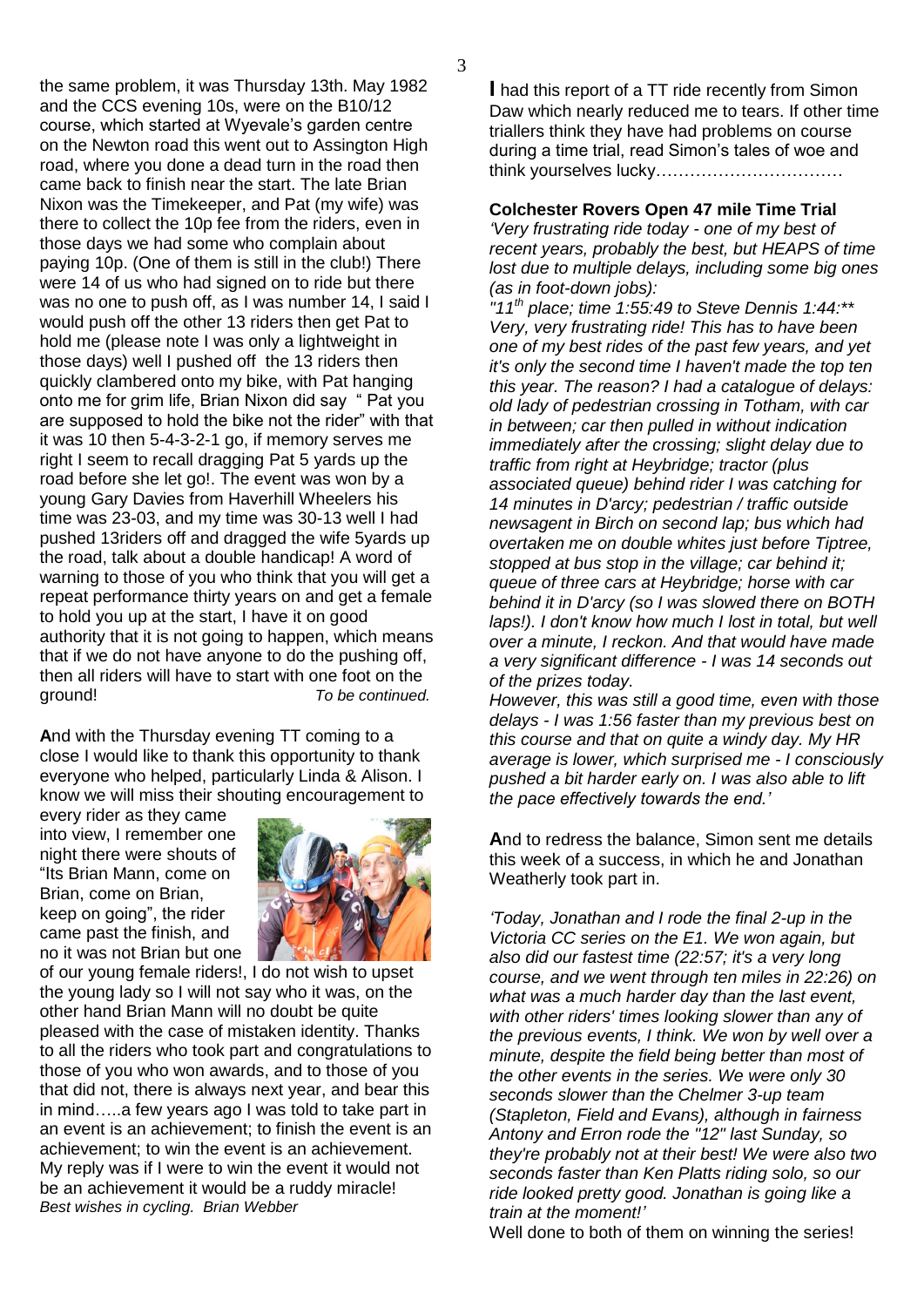the same problem, it was Thursday 13th. May 1982 and the CCS evening 10s, were on the B10/12 course, which started at Wyevale's garden centre on the Newton road this went out to Assington High road, where you done a dead turn in the road then came back to finish near the start. The late Brian Nixon was the Timekeeper, and Pat (my wife) was there to collect the 10p fee from the riders, even in those days we had some who complain about paying 10p. (One of them is still in the club!) There were 14 of us who had signed on to ride but there was no one to push off, as I was number 14, I said I would push off the other 13 riders then get Pat to hold me (please note I was only a lightweight in those days) well I pushed off the 13 riders then quickly clambered onto my bike, with Pat hanging onto me for grim life, Brian Nixon did say " Pat you are supposed to hold the bike not the rider" with that it was 10 then 5-4-3-2-1 go, if memory serves me right I seem to recall dragging Pat 5 yards up the road before she let go!. The event was won by a young Gary Davies from Haverhill Wheelers his time was 23-03, and my time was 30-13 well I had pushed 13riders off and dragged the wife 5yards up the road, talk about a double handicap! A word of warning to those of you who think that you will get a repeat performance thirty years on and get a female to hold you up at the start, I have it on good authority that it is not going to happen, which means that if we do not have anyone to do the pushing off, then all riders will have to start with one foot on the ground! *To be continued.*

**A**nd with the Thursday evening TT coming to a close I would like to thank this opportunity to thank everyone who helped, particularly Linda & Alison. I know we will miss their shouting encouragement to every rider as they came into view, I remember one night there were shouts of "Its Brian Mann, come on Brian, come on Brian, keep on going", the rider came past the finish, and no it was not Brian but one of our young female riders!, I do not wish to upset the young lady so I will not say who it was, on the other hand Brian Mann will no doubt be quite pleased with the case of mistaken identity. Thanks to all the riders who took part and congratulations to those of you who won awards, and to those of you that did not, there is always next year, and bear this in mind…..a few years ago I was told to take part in an event is an achievement; to finish the event is an achievement; to win the event is an achievement. My reply was if I were to win the event it would not be an achievement it would be a ruddy miracle!
*Best wishes in cycling. Brian Webber*

**I** had this report of a TT ride recently from Simon Daw which nearly reduced me to tears. If other time triallers think they have had problems on course during a time trial, read Simon's tales of woe and think yourselves lucky……………………………

**Colchester Rovers Open 47 mile Time Trial**

*'Very frustrating ride today - one of my best of recent years, probably the best, but HEAPS of time lost due to multiple delays, including some big ones (as in foot-down jobs):*

*"11th place; time 1:55:49 to Steve Dennis 1:44:\*\* Very, very frustrating ride! This has to have been one of my best rides of the past few years, and yet it's only the second time I haven't made the top ten this year. The reason? I had a catalogue of delays: old lady of pedestrian crossing in Totham, with car in between; car then pulled in without indication immediately after the crossing; slight delay due to traffic from right at Heybridge; tractor (plus associated queue) behind rider I was catching for 14 minutes in D'arcy; pedestrian / traffic outside newsagent in Birch on second lap; bus which had overtaken me on double whites just before Tiptree, stopped at bus stop in the village; car behind it; queue of three cars at Heybridge; horse with car behind it in D'arcy (so I was slowed there on BOTH laps!). I don't know how much I lost in total, but well over a minute, I reckon. And that would have made a very significant difference - I was 14 seconds out of the prizes today.*

*However, this was still a good time, even with those delays - I was 1:56 faster than my previous best on this course and that on quite a windy day. My HR average is lower, which surprised me - I consciously pushed a bit harder early on. I was also able to lift the pace effectively towards the end.'*

**A**nd to redress the balance, Simon sent me details this week of a success, in which he and Jonathan Weatherly took part in.

*'Today, Jonathan and I rode the final 2-up in the Victoria CC series on the E1. We won again, but also did our fastest time (22:57; it's a very long course, and we went through ten miles in 22:26) on what was a much harder day than the last event, with other riders' times looking slower than any of the previous events, I think. We won by well over a minute, despite the field being better than most of the other events in the series. We were only 30 seconds slower than the Chelmer 3-up team (Stapleton, Field and Evans), although in fairness Antony and Erron rode the "12" last Sunday, so they're probably not at their best! We were also two seconds faster than Ken Platts riding solo, so our ride looked pretty good. Jonathan is going like a train at the moment!'*

Well done to both of them on winning the series!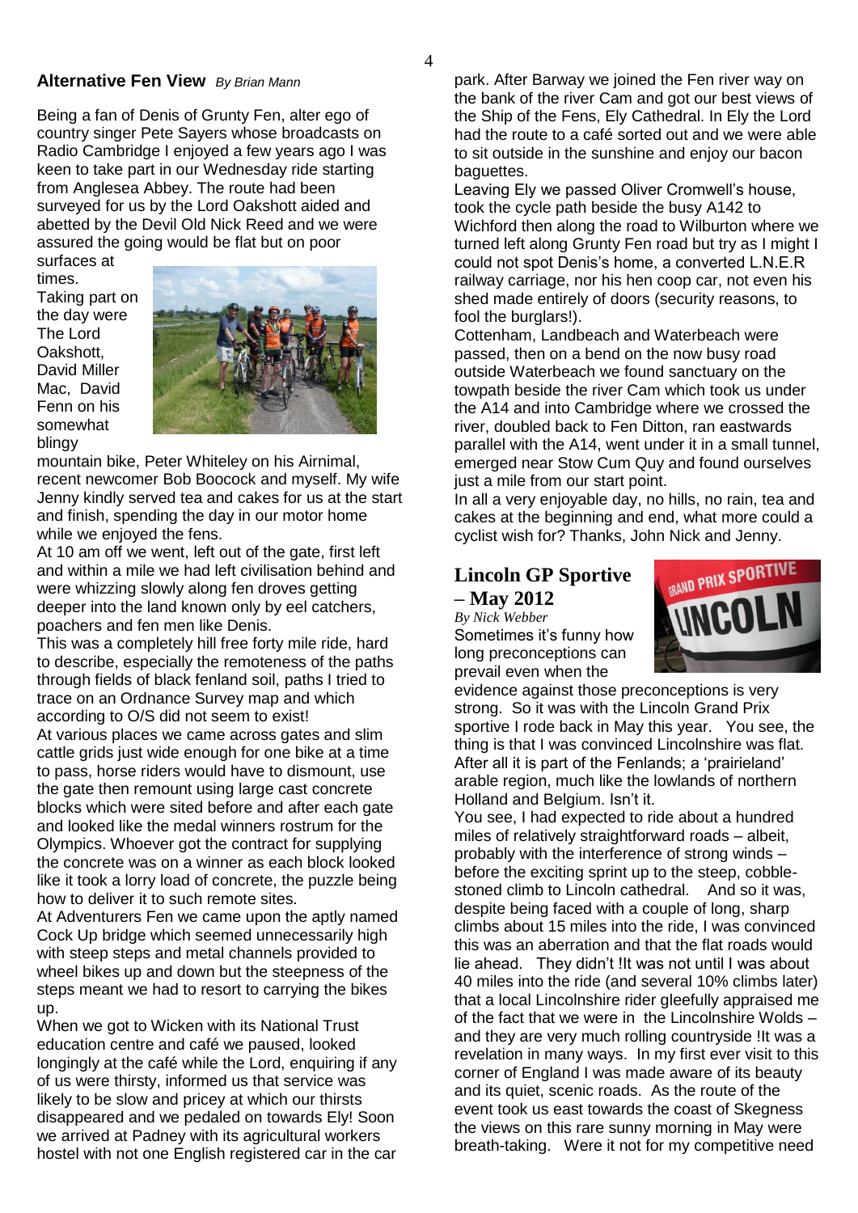## Alternative Fen View *By Brian Mann*

Being a fan of Denis of Grunty Fen, alter ego of country singer Pete Sayers whose broadcasts on Radio Cambridge I enjoyed a few years ago I was keen to take part in our Wednesday ride starting from Anglesea Abbey. The route had been surveyed for us by the Lord Oakshott aided and abetted by the Devil Old Nick Reed and we were assured the going would be flat but on poor surfaces at times.

Taking part on the day were The Lord Oakshott, David Miller Mac, David Fenn on his somewhat blingy mountain bike, Peter Whiteley on his Airnimal, recent newcomer Bob Boocock and myself. My wife Jenny kindly served tea and cakes for us at the start and finish, spending the day in our motor home while we enjoyed the fens.

At 10 am off we went, left out of the gate, first left and within a mile we had left civilisation behind and were whizzing slowly along fen droves getting deeper into the land known only by eel catchers, poachers and fen men like Denis.

This was a completely hill free forty mile ride, hard to describe, especially the remoteness of the paths through fields of black fenland soil, paths I tried to trace on an Ordnance Survey map and which according to O/S did not seem to exist!

At various places we came across gates and slim cattle grids just wide enough for one bike at a time to pass, horse riders would have to dismount, use the gate then remount using large cast concrete blocks which were sited before and after each gate and looked like the medal winners rostrum for the Olympics. Whoever got the contract for supplying the concrete was on a winner as each block looked like it took a lorry load of concrete, the puzzle being how to deliver it to such remote sites.

At Adventurers Fen we came upon the aptly named Cock Up bridge which seemed unnecessarily high with steep steps and metal channels provided to wheel bikes up and down but the steepness of the steps meant we had to resort to carrying the bikes up.

When we got to Wicken with its National Trust education centre and café we paused, looked longingly at the café while the Lord, enquiring if any of us were thirsty, informed us that service was likely to be slow and pricey at which our thirsts disappeared and we pedaled on towards Ely! Soon we arrived at Padney with its agricultural workers hostel with not one English registered car in the car park. After Barway we joined the Fen river way on the bank of the river Cam and got our best views of the Ship of the Fens, Ely Cathedral. In Ely the Lord had the route to a café sorted out and we were able to sit outside in the sunshine and enjoy our bacon baguettes.

Leaving Ely we passed Oliver Cromwell's house, took the cycle path beside the busy A142 to Wichford then along the road to Wilburton where we turned left along Grunty Fen road but try as I might I could not spot Denis's home, a converted L.N.E.R railway carriage, nor his hen coop car, not even his shed made entirely of doors (security reasons, to fool the burglars!).

Cottenham, Landbeach and Waterbeach were passed, then on a bend on the now busy road outside Waterbeach we found sanctuary on the towpath beside the river Cam which took us under the A14 and into Cambridge where we crossed the river, doubled back to Fen Ditton, ran eastwards parallel with the A14, went under it in a small tunnel, emerged near Stow Cum Quy and found ourselves just a mile from our start point.

In all a very enjoyable day, no hills, no rain, tea and cakes at the beginning and end, what more could a cyclist wish for? Thanks, John Nick and Jenny.

## Lincoln GP Sportive – May 2012

*By Nick Webber*

Sometimes it's funny how long preconceptions can prevail even when the evidence against those preconceptions is very strong. So it was with the Lincoln Grand Prix sportive I rode back in May this year. You see, the thing is that I was convinced Lincolnshire was flat. After all it is part of the Fenlands; a 'prairieland' arable region, much like the lowlands of northern Holland and Belgium. Isn't it.

You see, I had expected to ride about a hundred miles of relatively straightforward roads – albeit, probably with the interference of strong winds – before the exciting sprint up to the steep, cobble-stoned climb to Lincoln cathedral. And so it was, despite being faced with a couple of long, sharp climbs about 15 miles into the ride, I was convinced this was an aberration and that the flat roads would lie ahead. They didn't !It was not until I was about 40 miles into the ride (and several 10% climbs later) that a local Lincolnshire rider gleefully appraised me of the fact that we were in the Lincolnshire Wolds – and they are very much rolling countryside !It was a revelation in many ways. In my first ever visit to this corner of England I was made aware of its beauty and its quiet, scenic roads. As the route of the event took us east towards the coast of Skegness the views on this rare sunny morning in May were breath-taking. Were it not for my competitive need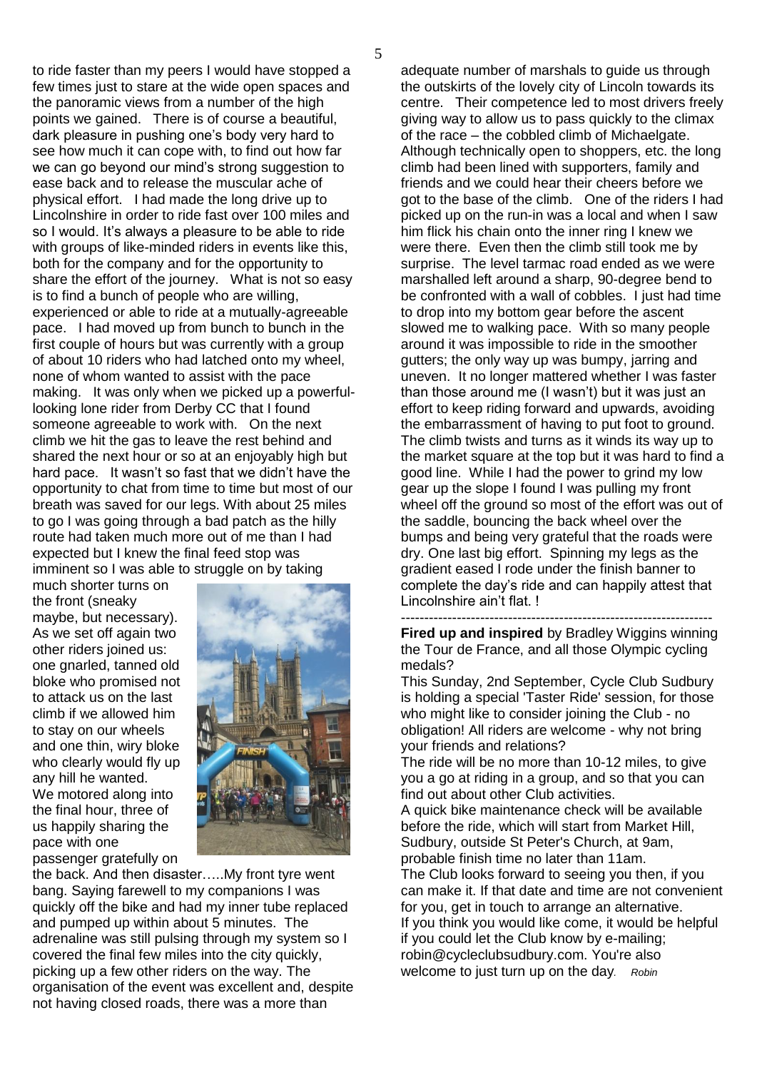to ride faster than my peers I would have stopped a few times just to stare at the wide open spaces and the panoramic views from a number of the high points we gained. There is of course a beautiful, dark pleasure in pushing one's body very hard to see how much it can cope with, to find out how far we can go beyond our mind's strong suggestion to ease back and to release the muscular ache of physical effort. I had made the long drive up to Lincolnshire in order to ride fast over 100 miles and so I would. It's always a pleasure to be able to ride with groups of like-minded riders in events like this, both for the company and for the opportunity to share the effort of the journey. What is not so easy is to find a bunch of people who are willing, experienced or able to ride at a mutually-agreeable pace. I had moved up from bunch to bunch in the first couple of hours but was currently with a group of about 10 riders who had latched onto my wheel, none of whom wanted to assist with the pace making. It was only when we picked up a powerful-looking lone rider from Derby CC that I found someone agreeable to work with. On the next climb we hit the gas to leave the rest behind and shared the next hour or so at an enjoyably high but hard pace. It wasn't so fast that we didn't have the opportunity to chat from time to time but most of our breath was saved for our legs. With about 25 miles to go I was going through a bad patch as the hilly route had taken much more out of me than I had expected but I knew the final feed stop was imminent so I was able to struggle on by taking much shorter turns on the front (sneaky maybe, but necessary). As we set off again two other riders joined us: one gnarled, tanned old bloke who promised not to attack us on the last climb if we allowed him to stay on our wheels and one thin, wiry bloke who clearly would fly up any hill he wanted. We motored along into the final hour, three of us happily sharing the pace with one passenger gratefully on the back. And then disaster…..My front tyre went bang. Saying farewell to my companions I was quickly off the bike and had my inner tube replaced and pumped up within about 5 minutes. The adrenaline was still pulsing through my system so I covered the final few miles into the city quickly, picking up a few other riders on the way. The organisation of the event was excellent and, despite not having closed roads, there was a more than adequate number of marshals to guide us through the outskirts of the lovely city of Lincoln towards its centre. Their competence led to most drivers freely giving way to allow us to pass quickly to the climax of the race – the cobbled climb of Michaelgate. Although technically open to shoppers, etc. the long climb had been lined with supporters, family and friends and we could hear their cheers before we got to the base of the climb. One of the riders I had picked up on the run-in was a local and when I saw him flick his chain onto the inner ring I knew we were there. Even then the climb still took me by surprise. The level tarmac road ended as we were marshalled left around a sharp, 90-degree bend to be confronted with a wall of cobbles. I just had time to drop into my bottom gear before the ascent slowed me to walking pace. With so many people around it was impossible to ride in the smoother gutters; the only way up was bumpy, jarring and uneven. It no longer mattered whether I was faster than those around me (I wasn't) but it was just an effort to keep riding forward and upwards, avoiding the embarrassment of having to put foot to ground. The climb twists and turns as it winds its way up to the market square at the top but it was hard to find a good line. While I had the power to grind my low gear up the slope I found I was pulling my front wheel off the ground so most of the effort was out of the saddle, bouncing the back wheel over the bumps and being very grateful that the roads were dry. One last big effort. Spinning my legs as the gradient eased I rode under the finish banner to complete the day's ride and can happily attest that Lincolnshire ain't flat. !

---

**Fired up and inspired** by Bradley Wiggins winning the Tour de France, and all those Olympic cycling medals?

This Sunday, 2nd September, Cycle Club Sudbury is holding a special 'Taster Ride' session, for those who might like to consider joining the Club - no obligation! All riders are welcome - why not bring your friends and relations?

The ride will be no more than 10-12 miles, to give you a go at riding in a group, and so that you can find out about other Club activities.

A quick bike maintenance check will be available before the ride, which will start from Market Hill, Sudbury, outside St Peter's Church, at 9am, probable finish time no later than 11am.

The Club looks forward to seeing you then, if you can make it. If that date and time are not convenient for you, get in touch to arrange an alternative.

If you think you would like come, it would be helpful if you could let the Club know by e-mailing; robin@cycleclubsudbury.com. You're also welcome to just turn up on the day. *Robin*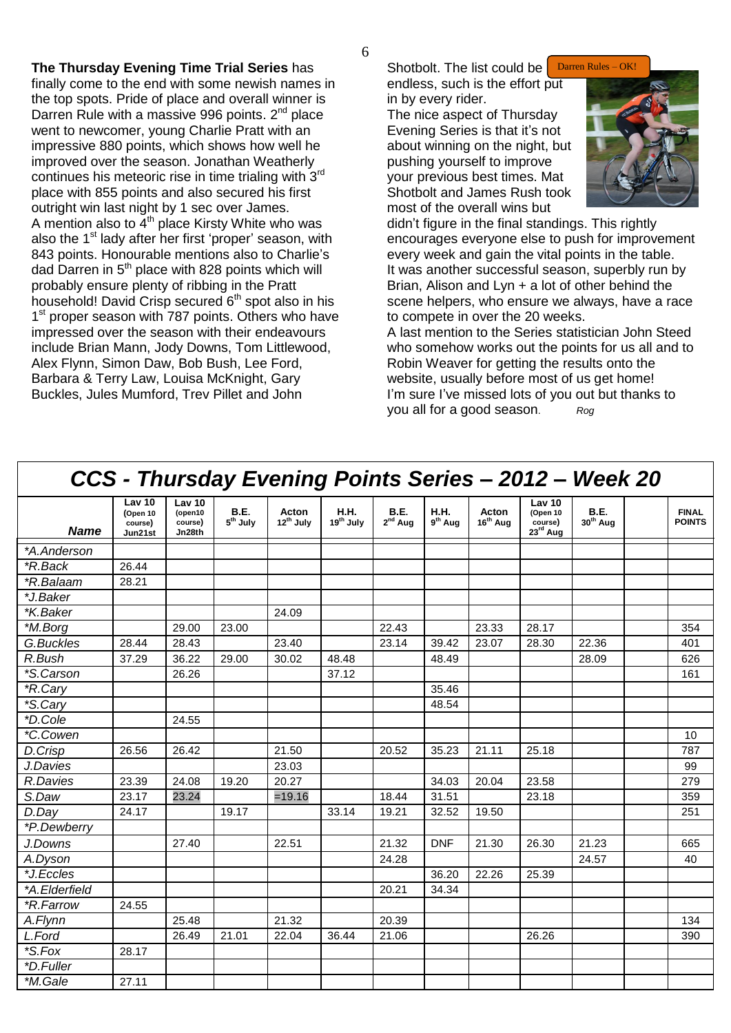**The Thursday Evening Time Trial Series** has finally come to the end with some newish names in the top spots. Pride of place and overall winner is Darren Rule with a massive 996 points. 2nd place went to newcomer, young Charlie Pratt with an impressive 880 points, which shows how well he improved over the season. Jonathan Weatherly continues his meteoric rise in time trialing with 3rd place with 855 points and also secured his first outright win last night by 1 sec over James.

A mention also to 4th place Kirsty White who was also the 1st lady after her first 'proper' season, with 843 points. Honourable mentions also to Charlie's dad Darren in 5th place with 828 points which will probably ensure plenty of ribbing in the Pratt household! David Crisp secured 6th spot also in his 1st proper season with 787 points. Others who have impressed over the season with their endeavours include Brian Mann, Jody Downs, Tom Littlewood, Alex Flynn, Simon Daw, Bob Bush, Lee Ford, Barbara & Terry Law, Louisa McKnight, Gary Buckles, Jules Mumford, Trev Pillet and John Shotbolt. The list could be endless, such is the effort put in by every rider.

Darren Rules – OK!

The nice aspect of Thursday Evening Series is that it's not about winning on the night, but pushing yourself to improve your previous best times. Mat Shotbolt and James Rush took most of the overall wins but didn't figure in the final standings. This rightly encourages everyone else to push for improvement every week and gain the vital points in the table.

It was another successful season, superbly run by Brian, Alison and Lyn + a lot of other behind the scene helpers, who ensure we always, have a race to compete in over the 20 weeks.

A last mention to the Series statistician John Steed who somehow works out the points for us all and to Robin Weaver for getting the results onto the website, usually before most of us get home!

I'm sure I've missed lots of you out but thanks to you all for a good season. *Rog*

## CCS - Thursday Evening Points Series – 2012 – Week 20

| Name | Lav 10 (Open 10 course) Jun21st | Lav 10 (open10 course) Jn28th | B.E. 5th July | Acton 12th July | H.H. 19th July | B.E. 2nd Aug | H.H. 9th Aug | Acton 16th Aug | Lav 10 (Open 10 course) 23rd Aug | B.E. 30th Aug | | FINAL POINTS |
|---|---|---|---|---|---|---|---|---|---|---|---|---|
| *A.Anderson | | | | | | | | | | | | |
| *R.Back | 26.44 | | | | | | | | | | | |
| *R.Balaam | 28.21 | | | | | | | | | | | |
| *J.Baker | | | | | | | | | | | | |
| *K.Baker | | | | 24.09 | | | | | | | | |
| *M.Borg | | 29.00 | 23.00 | | | 22.43 | | 23.33 | 28.17 | | | 354 |
| G.Buckles | 28.44 | 28.43 | | 23.40 | | 23.14 | 39.42 | 23.07 | 28.30 | 22.36 | | 401 |
| R.Bush | 37.29 | 36.22 | 29.00 | 30.02 | 48.48 | | 48.49 | | | 28.09 | | 626 |
| *S.Carson | | 26.26 | | | 37.12 | | | | | | | 161 |
| *R.Cary | | | | | | | 35.46 | | | | | |
| *S.Cary | | | | | | | 48.54 | | | | | |
| *D.Cole | | 24.55 | | | | | | | | | | |
| *C.Cowen | | | | | | | | | | | | 10 |
| D.Crisp | 26.56 | 26.42 | | 21.50 | | 20.52 | 35.23 | 21.11 | 25.18 | | | 787 |
| J.Davies | | | | 23.03 | | | | | | | | 99 |
| R.Davies | 23.39 | 24.08 | 19.20 | 20.27 | | | 34.03 | 20.04 | 23.58 | | | 279 |
| S.Daw | 23.17 | 23.24 | | =19.16 | | 18.44 | 31.51 | | 23.18 | | | 359 |
| D.Day | 24.17 | | 19.17 | | 33.14 | 19.21 | 32.52 | 19.50 | | | | 251 |
| *P.Dewberry | | | | | | | | | | | | |
| J.Downs | | 27.40 | | 22.51 | | 21.32 | DNF | 21.30 | 26.30 | 21.23 | | 665 |
| A.Dyson | | | | | | 24.28 | | | | 24.57 | | 40 |
| *J.Eccles | | | | | | | 36.20 | 22.26 | 25.39 | | | |
| *A.Elderfield | | | | | | 20.21 | 34.34 | | | | | |
| *R.Farrow | 24.55 | | | | | | | | | | | |
| A.Flynn | | 25.48 | | 21.32 | | 20.39 | | | | | | 134 |
| L.Ford | | 26.49 | 21.01 | 22.04 | 36.44 | 21.06 | | | 26.26 | | | 390 |
| *S.Fox | 28.17 | | | | | | | | | | | |
| *D.Fuller | | | | | | | | | | | | |
| *M.Gale | 27.11 | | | | | | | | | | | |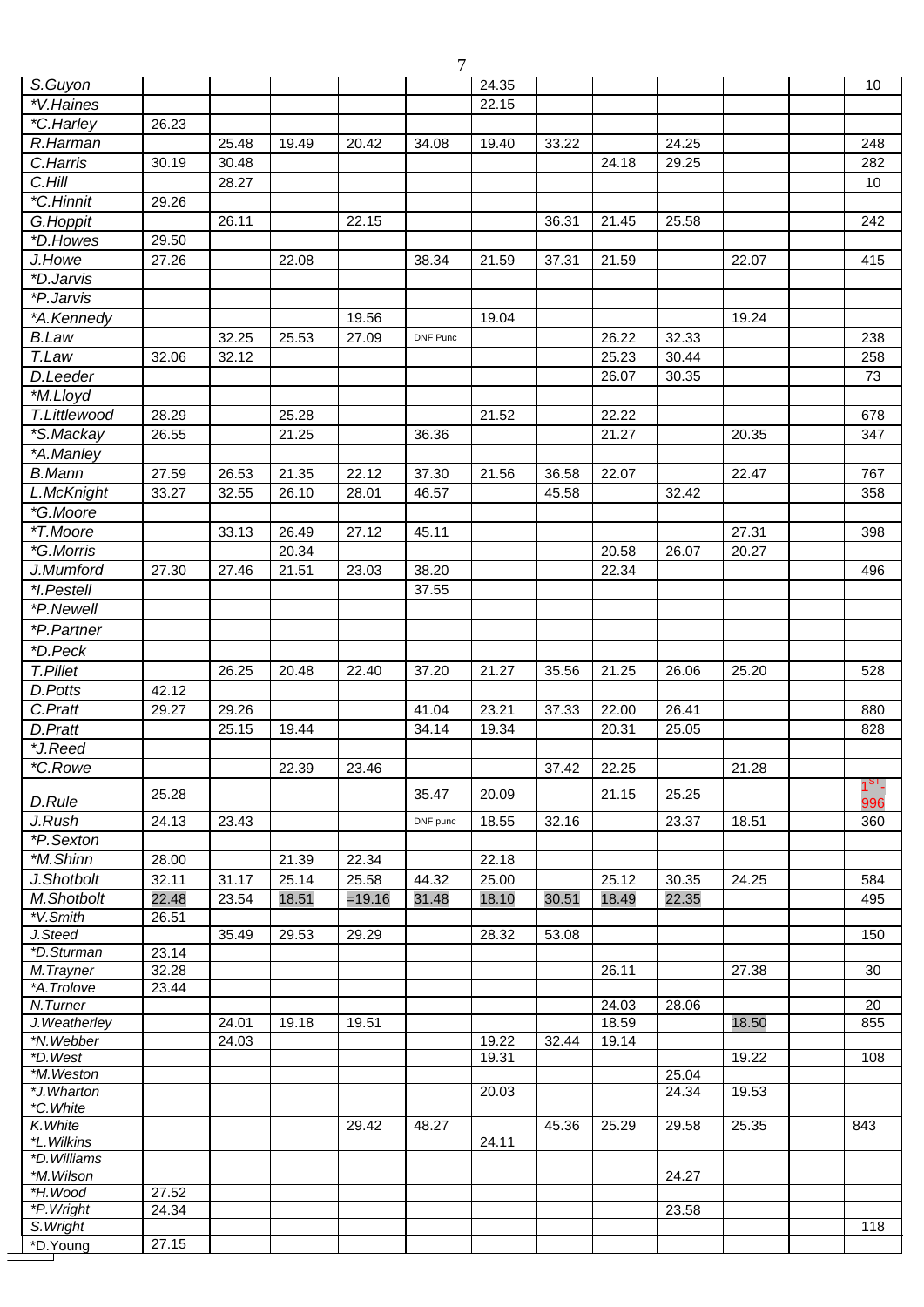| | | | | | | | | | | | | |
|---|---|---|---|---|---|---|---|---|---|---|---|---|
| S.Guyon | | | | | | 24.35 | | | | | | 10 |
| *V.Haines | | | | | | 22.15 | | | | | | |
| *C.Harley | 26.23 | | | | | | | | | | | |
| R.Harman | | 25.48 | 19.49 | 20.42 | 34.08 | 19.40 | 33.22 | | 24.25 | | | 248 |
| C.Harris | 30.19 | 30.48 | | | | | | 24.18 | 29.25 | | | 282 |
| C.Hill | | 28.27 | | | | | | | | | | 10 |
| *C.Hinnit | 29.26 | | | | | | | | | | | |
| G.Hoppit | | 26.11 | | 22.15 | | | 36.31 | 21.45 | 25.58 | | | 242 |
| *D.Howes | 29.50 | | | | | | | | | | | |
| J.Howe | 27.26 | | 22.08 | | 38.34 | 21.59 | 37.31 | 21.59 | | 22.07 | | 415 |
| *D.Jarvis | | | | | | | | | | | | |
| *P.Jarvis | | | | | | | | | | | | |
| *A.Kennedy | | | | 19.56 | | 19.04 | | | | 19.24 | | |
| B.Law | | 32.25 | 25.53 | 27.09 | DNF Punc | | | 26.22 | 32.33 | | | 238 |
| T.Law | 32.06 | 32.12 | | | | | | 25.23 | 30.44 | | | 258 |
| D.Leeder | | | | | | | | 26.07 | 30.35 | | | 73 |
| *M.Lloyd | | | | | | | | | | | | |
| T.Littlewood | 28.29 | | 25.28 | | | 21.52 | | 22.22 | | | | 678 |
| *S.Mackay | 26.55 | | 21.25 | | 36.36 | | | 21.27 | | 20.35 | | 347 |
| *A.Manley | | | | | | | | | | | | |
| B.Mann | 27.59 | 26.53 | 21.35 | 22.12 | 37.30 | 21.56 | 36.58 | 22.07 | | 22.47 | | 767 |
| L.McKnight | 33.27 | 32.55 | 26.10 | 28.01 | 46.57 | | 45.58 | | 32.42 | | | 358 |
| *G.Moore | | | | | | | | | | | | |
| *T.Moore | | 33.13 | 26.49 | 27.12 | 45.11 | | | | | 27.31 | | 398 |
| *G.Morris | | | 20.34 | | | | | 20.58 | 26.07 | 20.27 | | |
| J.Mumford | 27.30 | 27.46 | 21.51 | 23.03 | 38.20 | | | 22.34 | | | | 496 |
| *I.Pestell | | | | | 37.55 | | | | | | | |
| *P.Newell | | | | | | | | | | | | |
| *P.Partner | | | | | | | | | | | | |
| *D.Peck | | | | | | | | | | | | |
| T.Pillet | | 26.25 | 20.48 | 22.40 | 37.20 | 21.27 | 35.56 | 21.25 | 26.06 | 25.20 | | 528 |
| D.Potts | 42.12 | | | | | | | | | | | |
| C.Pratt | 29.27 | 29.26 | | | 41.04 | 23.21 | 37.33 | 22.00 | 26.41 | | | 880 |
| D.Pratt | | 25.15 | 19.44 | | 34.14 | 19.34 | | 20.31 | 25.05 | | | 828 |
| *J.Reed | | | | | | | | | | | | |
| *C.Rowe | | | 22.39 | 23.46 | | | 37.42 | 22.25 | | 21.28 | | |
| D.Rule | 25.28 | | | | 35.47 | 20.09 | | 21.15 | 25.25 | | | 1st - 996 |
| J.Rush | 24.13 | 23.43 | | | DNF punc | 18.55 | 32.16 | | 23.37 | 18.51 | | 360 |
| *P.Sexton | | | | | | | | | | | | |
| *M.Shinn | 28.00 | | 21.39 | 22.34 | | 22.18 | | | | | | |
| J.Shotbolt | 32.11 | 31.17 | 25.14 | 25.58 | 44.32 | 25.00 | | 25.12 | 30.35 | 24.25 | | 584 |
| M.Shotbolt | 22.48 | 23.54 | 18.51 | =19.16 | 31.48 | 18.10 | 30.51 | 18.49 | 22.35 | | | 495 |
| *V.Smith | 26.51 | | | | | | | | | | | |
| J.Steed | | 35.49 | 29.53 | 29.29 | | 28.32 | 53.08 | | | | | 150 |
| *D.Sturman | 23.14 | | | | | | | | | | | |
| M.Trayner | 32.28 | | | | | | | 26.11 | | 27.38 | | 30 |
| *A.Trolove | 23.44 | | | | | | | | | | | |
| N.Turner | | | | | | | | 24.03 | 28.06 | | | 20 |
| J.Weatherley | | 24.01 | 19.18 | 19.51 | | | | 18.59 | | 18.50 | | 855 |
| *N.Webber | | 24.03 | | | | 19.22 | 32.44 | 19.14 | | | | |
| *D.West | | | | | | 19.31 | | | | 19.22 | | 108 |
| *M.Weston | | | | | | | | | 25.04 | | | |
| *J.Wharton | | | | | | 20.03 | | | 24.34 | 19.53 | | |
| *C.White | | | | | | | | | | | | |
| K.White | | | | 29.42 | 48.27 | | 45.36 | 25.29 | 29.58 | 25.35 | | 843 |
| *L.Wilkins | | | | | | 24.11 | | | | | | |
| *D.Williams | | | | | | | | | | | | |
| *M.Wilson | | | | | | | | | 24.27 | | | |
| *H.Wood | 27.52 | | | | | | | | | | | |
| *P.Wright | 24.34 | | | | | | | | 23.58 | | | |
| S.Wright | | | | | | | | | | | | 118 |
| *D.Young | 27.15 | | | | | | | | | | | |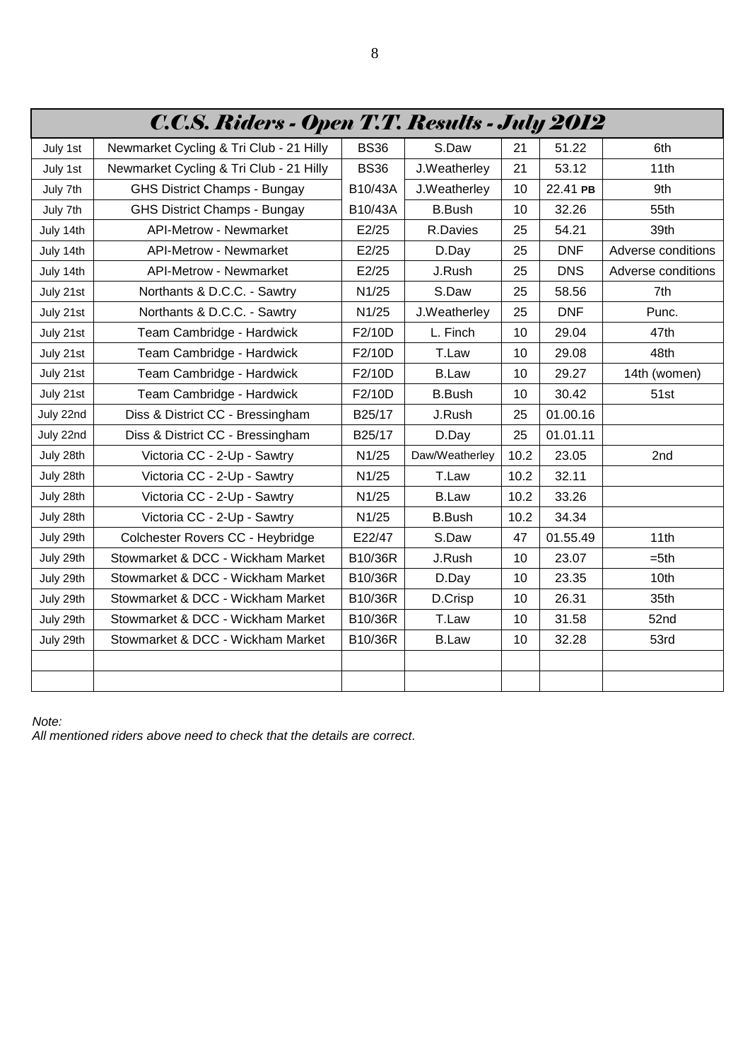## C.C.S. Riders - Open T.T. Results - July 2012

| | | | | | | |
|---|---|---|---|---|---|---|
| July 1st | Newmarket Cycling & Tri Club - 21 Hilly | BS36 | S.Daw | 21 | 51.22 | 6th |
| July 1st | Newmarket Cycling & Tri Club - 21 Hilly | BS36 | J.Weatherley | 21 | 53.12 | 11th |
| July 7th | GHS District Champs - Bungay | B10/43A | J.Weatherley | 10 | 22.41 **PB** | 9th |
| July 7th | GHS District Champs - Bungay | B10/43A | B.Bush | 10 | 32.26 | 55th |
| July 14th | API-Metrow - Newmarket | E2/25 | R.Davies | 25 | 54.21 | 39th |
| July 14th | API-Metrow - Newmarket | E2/25 | D.Day | 25 | DNF | Adverse conditions |
| July 14th | API-Metrow - Newmarket | E2/25 | J.Rush | 25 | DNS | Adverse conditions |
| July 21st | Northants & D.C.C. - Sawtry | N1/25 | S.Daw | 25 | 58.56 | 7th |
| July 21st | Northants & D.C.C. - Sawtry | N1/25 | J.Weatherley | 25 | DNF | Punc. |
| July 21st | Team Cambridge - Hardwick | F2/10D | L. Finch | 10 | 29.04 | 47th |
| July 21st | Team Cambridge - Hardwick | F2/10D | T.Law | 10 | 29.08 | 48th |
| July 21st | Team Cambridge - Hardwick | F2/10D | B.Law | 10 | 29.27 | 14th (women) |
| July 21st | Team Cambridge - Hardwick | F2/10D | B.Bush | 10 | 30.42 | 51st |
| July 22nd | Diss & District CC - Bressingham | B25/17 | J.Rush | 25 | 01.00.16 | |
| July 22nd | Diss & District CC - Bressingham | B25/17 | D.Day | 25 | 01.01.11 | |
| July 28th | Victoria CC - 2-Up - Sawtry | N1/25 | Daw/Weatherley | 10.2 | 23.05 | 2nd |
| July 28th | Victoria CC - 2-Up - Sawtry | N1/25 | T.Law | 10.2 | 32.11 | |
| July 28th | Victoria CC - 2-Up - Sawtry | N1/25 | B.Law | 10.2 | 33.26 | |
| July 28th | Victoria CC - 2-Up - Sawtry | N1/25 | B.Bush | 10.2 | 34.34 | |
| July 29th | Colchester Rovers CC - Heybridge | E22/47 | S.Daw | 47 | 01.55.49 | 11th |
| July 29th | Stowmarket & DCC - Wickham Market | B10/36R | J.Rush | 10 | 23.07 | =5th |
| July 29th | Stowmarket & DCC - Wickham Market | B10/36R | D.Day | 10 | 23.35 | 10th |
| July 29th | Stowmarket & DCC - Wickham Market | B10/36R | D.Crisp | 10 | 26.31 | 35th |
| July 29th | Stowmarket & DCC - Wickham Market | B10/36R | T.Law | 10 | 31.58 | 52nd |
| July 29th | Stowmarket & DCC - Wickham Market | B10/36R | B.Law | 10 | 32.28 | 53rd |
| | | | | | | |
| | | | | | | |

*Note:*
*All mentioned riders above need to check that the details are correct.*